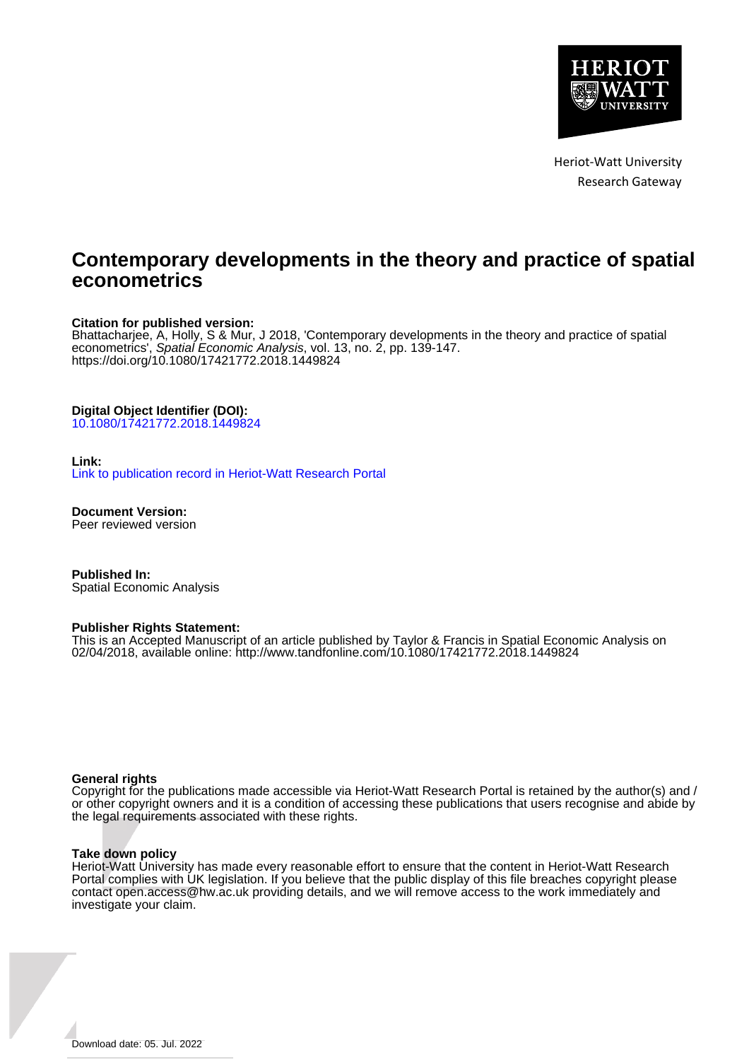Heriot-Watt University
Research Gateway

# Contemporary developments in the theory and practice of spatial econometrics

**Citation for published version:**
Bhattacharjee, A, Holly, S & Mur, J 2018, 'Contemporary developments in the theory and practice of spatial econometrics', *Spatial Economic Analysis*, vol. 13, no. 2, pp. 139-147. https://doi.org/10.1080/17421772.2018.1449824

**Digital Object Identifier (DOI):**
10.1080/17421772.2018.1449824

**Link:**
Link to publication record in Heriot-Watt Research Portal

**Document Version:**
Peer reviewed version

**Published In:**
Spatial Economic Analysis

**Publisher Rights Statement:**
This is an Accepted Manuscript of an article published by Taylor & Francis in Spatial Economic Analysis on 02/04/2018, available online: http://www.tandfonline.com/10.1080/17421772.2018.1449824

**General rights**
Copyright for the publications made accessible via Heriot-Watt Research Portal is retained by the author(s) and / or other copyright owners and it is a condition of accessing these publications that users recognise and abide by the legal requirements associated with these rights.

**Take down policy**
Heriot-Watt University has made every reasonable effort to ensure that the content in Heriot-Watt Research Portal complies with UK legislation. If you believe that the public display of this file breaches copyright please contact open.access@hw.ac.uk providing details, and we will remove access to the work immediately and investigate your claim.

Download date: 05. Jul. 2022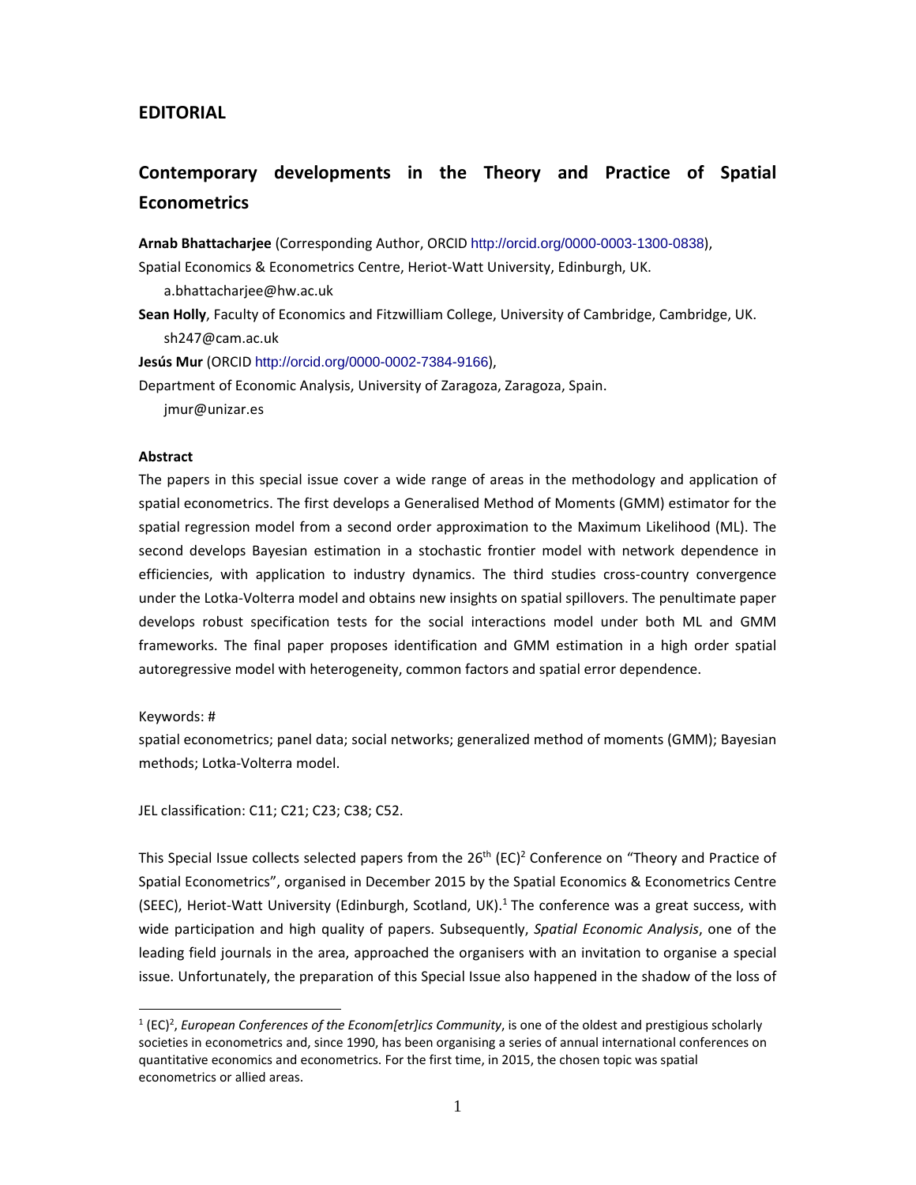## EDITORIAL

# Contemporary developments in the Theory and Practice of Spatial Econometrics

**Arnab Bhattacharjee** (Corresponding Author, ORCID http://orcid.org/0000-0003-1300-0838),
Spatial Economics & Econometrics Centre, Heriot-Watt University, Edinburgh, UK.
a.bhattacharjee@hw.ac.uk

**Sean Holly**, Faculty of Economics and Fitzwilliam College, University of Cambridge, Cambridge, UK.
sh247@cam.ac.uk

**Jesús Mur** (ORCID http://orcid.org/0000-0002-7384-9166),
Department of Economic Analysis, University of Zaragoza, Zaragoza, Spain.
jmur@unizar.es

**Abstract**

The papers in this special issue cover a wide range of areas in the methodology and application of spatial econometrics. The first develops a Generalised Method of Moments (GMM) estimator for the spatial regression model from a second order approximation to the Maximum Likelihood (ML). The second develops Bayesian estimation in a stochastic frontier model with network dependence in efficiencies, with application to industry dynamics. The third studies cross-country convergence under the Lotka-Volterra model and obtains new insights on spatial spillovers. The penultimate paper develops robust specification tests for the social interactions model under both ML and GMM frameworks. The final paper proposes identification and GMM estimation in a high order spatial autoregressive model with heterogeneity, common factors and spatial error dependence.

Keywords: #
spatial econometrics; panel data; social networks; generalized method of moments (GMM); Bayesian methods; Lotka-Volterra model.

JEL classification: C11; C21; C23; C38; C52.

This Special Issue collects selected papers from the 26th (EC)² Conference on "Theory and Practice of Spatial Econometrics", organised in December 2015 by the Spatial Economics & Econometrics Centre (SEEC), Heriot-Watt University (Edinburgh, Scotland, UK).[1] The conference was a great success, with wide participation and high quality of papers. Subsequently, *Spatial Economic Analysis*, one of the leading field journals in the area, approached the organisers with an invitation to organise a special issue. Unfortunately, the preparation of this Special Issue also happened in the shadow of the loss of

[1] (EC)², *European Conferences of the Econom[etr]ics Community*, is one of the oldest and prestigious scholarly societies in econometrics and, since 1990, has been organising a series of annual international conferences on quantitative economics and econometrics. For the first time, in 2015, the chosen topic was spatial econometrics or allied areas.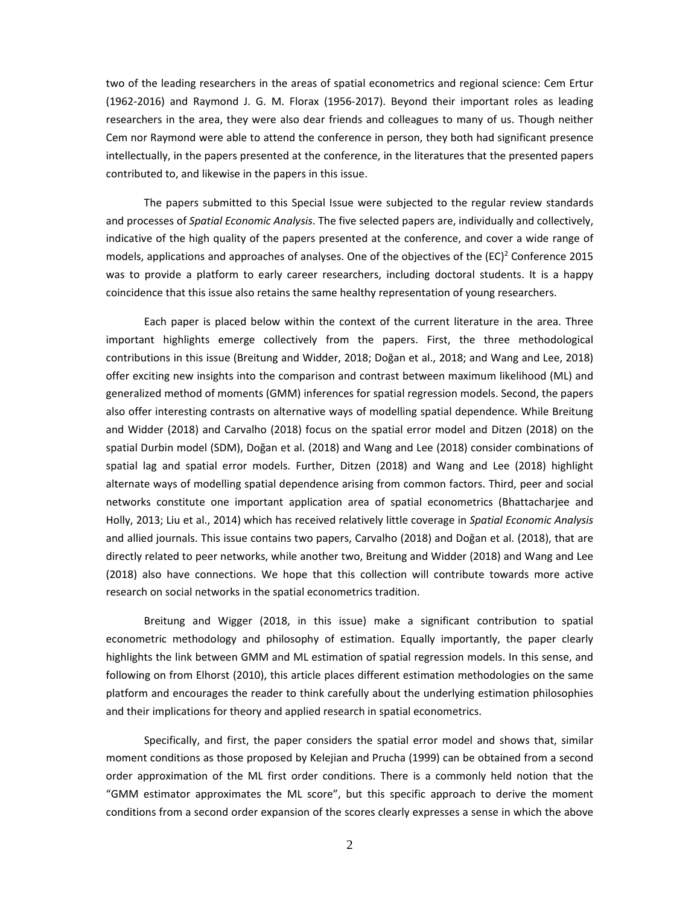two of the leading researchers in the areas of spatial econometrics and regional science: Cem Ertur (1962-2016) and Raymond J. G. M. Florax (1956-2017). Beyond their important roles as leading researchers in the area, they were also dear friends and colleagues to many of us. Though neither Cem nor Raymond were able to attend the conference in person, they both had significant presence intellectually, in the papers presented at the conference, in the literatures that the presented papers contributed to, and likewise in the papers in this issue.

The papers submitted to this Special Issue were subjected to the regular review standards and processes of *Spatial Economic Analysis*. The five selected papers are, individually and collectively, indicative of the high quality of the papers presented at the conference, and cover a wide range of models, applications and approaches of analyses. One of the objectives of the $(EC)^2$ Conference 2015 was to provide a platform to early career researchers, including doctoral students. It is a happy coincidence that this issue also retains the same healthy representation of young researchers.

Each paper is placed below within the context of the current literature in the area. Three important highlights emerge collectively from the papers. First, the three methodological contributions in this issue (Breitung and Widder, 2018; Doğan et al., 2018; and Wang and Lee, 2018) offer exciting new insights into the comparison and contrast between maximum likelihood (ML) and generalized method of moments (GMM) inferences for spatial regression models. Second, the papers also offer interesting contrasts on alternative ways of modelling spatial dependence. While Breitung and Widder (2018) and Carvalho (2018) focus on the spatial error model and Ditzen (2018) on the spatial Durbin model (SDM), Doğan et al. (2018) and Wang and Lee (2018) consider combinations of spatial lag and spatial error models. Further, Ditzen (2018) and Wang and Lee (2018) highlight alternate ways of modelling spatial dependence arising from common factors. Third, peer and social networks constitute one important application area of spatial econometrics (Bhattacharjee and Holly, 2013; Liu et al., 2014) which has received relatively little coverage in *Spatial Economic Analysis* and allied journals. This issue contains two papers, Carvalho (2018) and Doğan et al. (2018), that are directly related to peer networks, while another two, Breitung and Widder (2018) and Wang and Lee (2018) also have connections. We hope that this collection will contribute towards more active research on social networks in the spatial econometrics tradition.

Breitung and Wigger (2018, in this issue) make a significant contribution to spatial econometric methodology and philosophy of estimation. Equally importantly, the paper clearly highlights the link between GMM and ML estimation of spatial regression models. In this sense, and following on from Elhorst (2010), this article places different estimation methodologies on the same platform and encourages the reader to think carefully about the underlying estimation philosophies and their implications for theory and applied research in spatial econometrics.

Specifically, and first, the paper considers the spatial error model and shows that, similar moment conditions as those proposed by Kelejian and Prucha (1999) can be obtained from a second order approximation of the ML first order conditions. There is a commonly held notion that the "GMM estimator approximates the ML score", but this specific approach to derive the moment conditions from a second order expansion of the scores clearly expresses a sense in which the above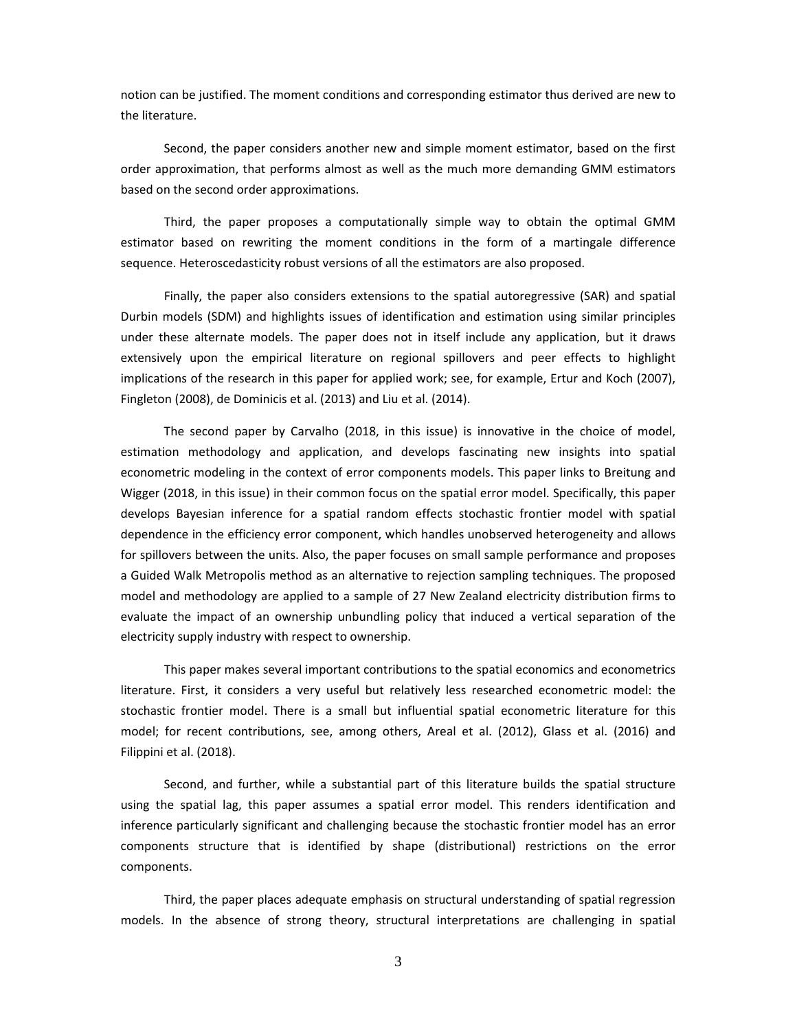notion can be justified. The moment conditions and corresponding estimator thus derived are new to the literature.

Second, the paper considers another new and simple moment estimator, based on the first order approximation, that performs almost as well as the much more demanding GMM estimators based on the second order approximations.

Third, the paper proposes a computationally simple way to obtain the optimal GMM estimator based on rewriting the moment conditions in the form of a martingale difference sequence. Heteroscedasticity robust versions of all the estimators are also proposed.

Finally, the paper also considers extensions to the spatial autoregressive (SAR) and spatial Durbin models (SDM) and highlights issues of identification and estimation using similar principles under these alternate models. The paper does not in itself include any application, but it draws extensively upon the empirical literature on regional spillovers and peer effects to highlight implications of the research in this paper for applied work; see, for example, Ertur and Koch (2007), Fingleton (2008), de Dominicis et al. (2013) and Liu et al. (2014).

The second paper by Carvalho (2018, in this issue) is innovative in the choice of model, estimation methodology and application, and develops fascinating new insights into spatial econometric modeling in the context of error components models. This paper links to Breitung and Wigger (2018, in this issue) in their common focus on the spatial error model. Specifically, this paper develops Bayesian inference for a spatial random effects stochastic frontier model with spatial dependence in the efficiency error component, which handles unobserved heterogeneity and allows for spillovers between the units. Also, the paper focuses on small sample performance and proposes a Guided Walk Metropolis method as an alternative to rejection sampling techniques. The proposed model and methodology are applied to a sample of 27 New Zealand electricity distribution firms to evaluate the impact of an ownership unbundling policy that induced a vertical separation of the electricity supply industry with respect to ownership.

This paper makes several important contributions to the spatial economics and econometrics literature. First, it considers a very useful but relatively less researched econometric model: the stochastic frontier model. There is a small but influential spatial econometric literature for this model; for recent contributions, see, among others, Areal et al. (2012), Glass et al. (2016) and Filippini et al. (2018).

Second, and further, while a substantial part of this literature builds the spatial structure using the spatial lag, this paper assumes a spatial error model. This renders identification and inference particularly significant and challenging because the stochastic frontier model has an error components structure that is identified by shape (distributional) restrictions on the error components.

Third, the paper places adequate emphasis on structural understanding of spatial regression models. In the absence of strong theory, structural interpretations are challenging in spatial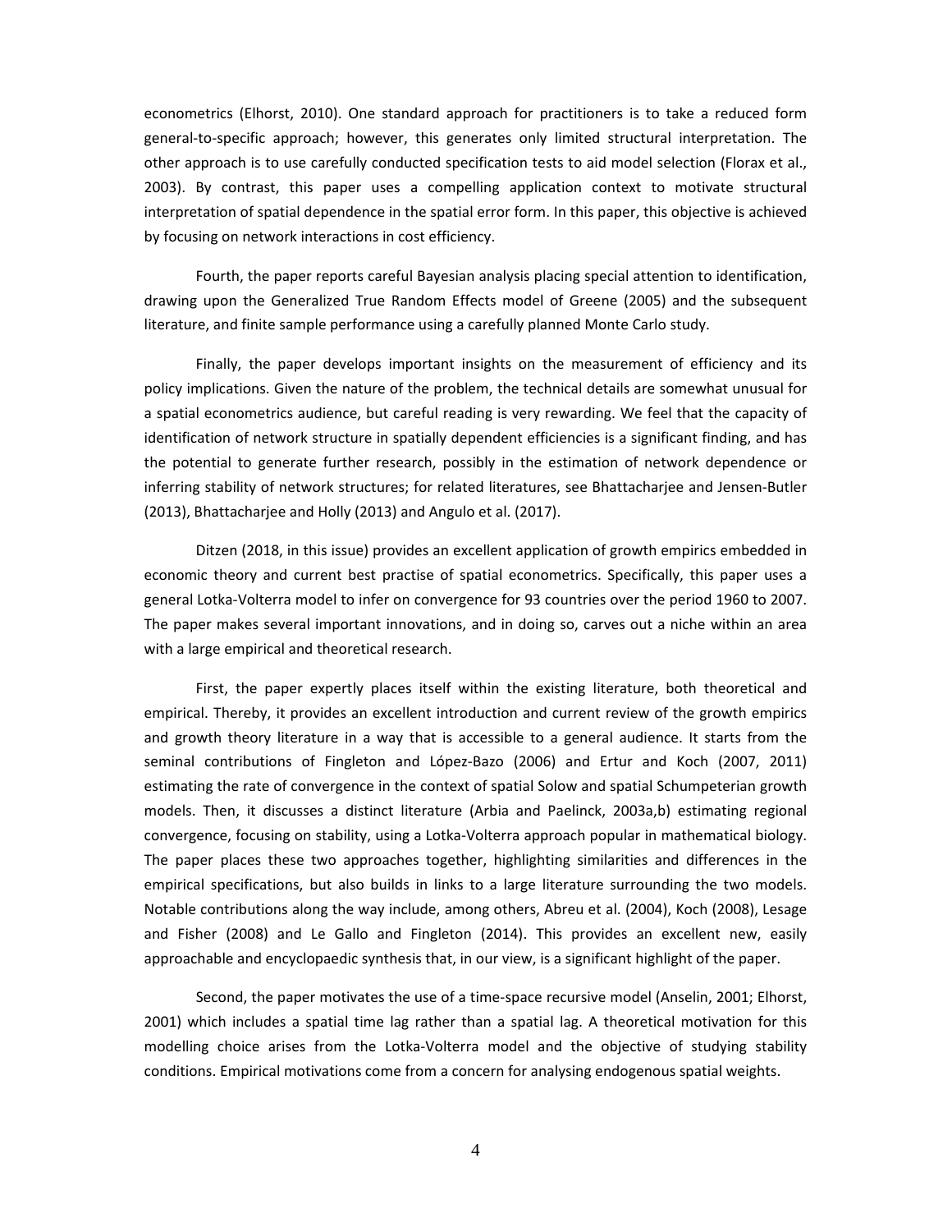econometrics (Elhorst, 2010). One standard approach for practitioners is to take a reduced form general-to-specific approach; however, this generates only limited structural interpretation. The other approach is to use carefully conducted specification tests to aid model selection (Florax et al., 2003). By contrast, this paper uses a compelling application context to motivate structural interpretation of spatial dependence in the spatial error form. In this paper, this objective is achieved by focusing on network interactions in cost efficiency.

Fourth, the paper reports careful Bayesian analysis placing special attention to identification, drawing upon the Generalized True Random Effects model of Greene (2005) and the subsequent literature, and finite sample performance using a carefully planned Monte Carlo study.

Finally, the paper develops important insights on the measurement of efficiency and its policy implications. Given the nature of the problem, the technical details are somewhat unusual for a spatial econometrics audience, but careful reading is very rewarding. We feel that the capacity of identification of network structure in spatially dependent efficiencies is a significant finding, and has the potential to generate further research, possibly in the estimation of network dependence or inferring stability of network structures; for related literatures, see Bhattacharjee and Jensen-Butler (2013), Bhattacharjee and Holly (2013) and Angulo et al. (2017).

Ditzen (2018, in this issue) provides an excellent application of growth empirics embedded in economic theory and current best practise of spatial econometrics. Specifically, this paper uses a general Lotka-Volterra model to infer on convergence for 93 countries over the period 1960 to 2007. The paper makes several important innovations, and in doing so, carves out a niche within an area with a large empirical and theoretical research.

First, the paper expertly places itself within the existing literature, both theoretical and empirical. Thereby, it provides an excellent introduction and current review of the growth empirics and growth theory literature in a way that is accessible to a general audience. It starts from the seminal contributions of Fingleton and López-Bazo (2006) and Ertur and Koch (2007, 2011) estimating the rate of convergence in the context of spatial Solow and spatial Schumpeterian growth models. Then, it discusses a distinct literature (Arbia and Paelinck, 2003a,b) estimating regional convergence, focusing on stability, using a Lotka-Volterra approach popular in mathematical biology. The paper places these two approaches together, highlighting similarities and differences in the empirical specifications, but also builds in links to a large literature surrounding the two models. Notable contributions along the way include, among others, Abreu et al. (2004), Koch (2008), Lesage and Fisher (2008) and Le Gallo and Fingleton (2014). This provides an excellent new, easily approachable and encyclopaedic synthesis that, in our view, is a significant highlight of the paper.

Second, the paper motivates the use of a time-space recursive model (Anselin, 2001; Elhorst, 2001) which includes a spatial time lag rather than a spatial lag. A theoretical motivation for this modelling choice arises from the Lotka-Volterra model and the objective of studying stability conditions. Empirical motivations come from a concern for analysing endogenous spatial weights.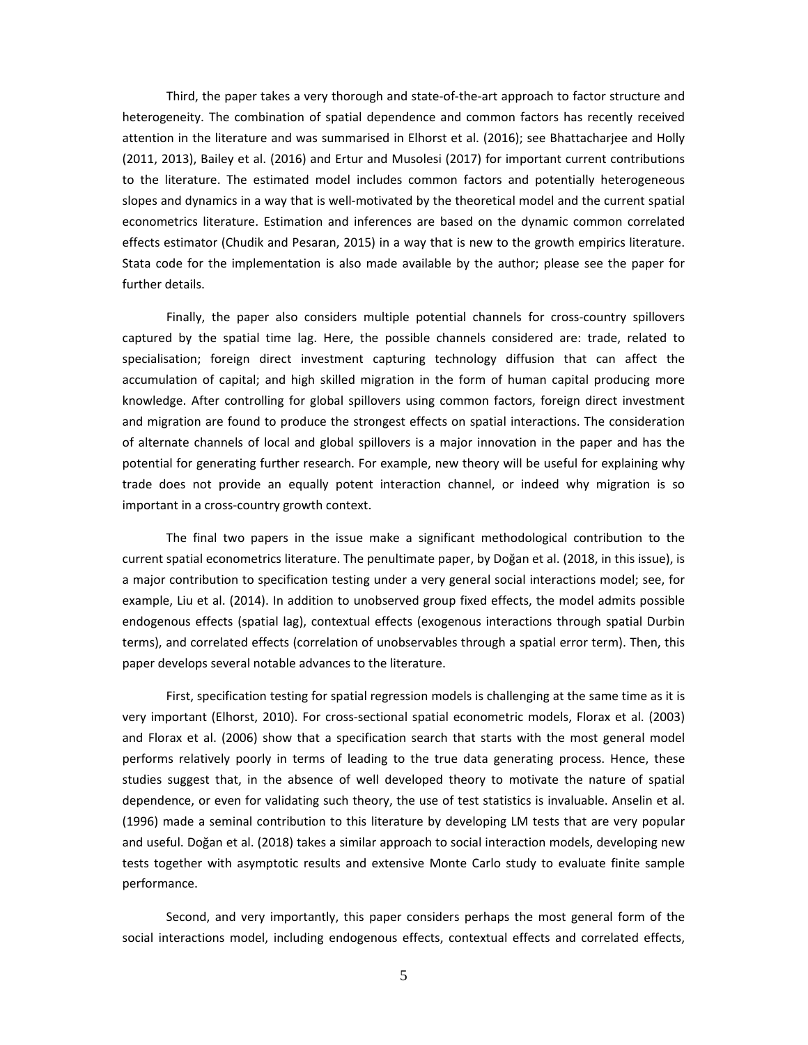Third, the paper takes a very thorough and state-of-the-art approach to factor structure and heterogeneity. The combination of spatial dependence and common factors has recently received attention in the literature and was summarised in Elhorst et al. (2016); see Bhattacharjee and Holly (2011, 2013), Bailey et al. (2016) and Ertur and Musolesi (2017) for important current contributions to the literature. The estimated model includes common factors and potentially heterogeneous slopes and dynamics in a way that is well-motivated by the theoretical model and the current spatial econometrics literature. Estimation and inferences are based on the dynamic common correlated effects estimator (Chudik and Pesaran, 2015) in a way that is new to the growth empirics literature. Stata code for the implementation is also made available by the author; please see the paper for further details.

Finally, the paper also considers multiple potential channels for cross-country spillovers captured by the spatial time lag. Here, the possible channels considered are: trade, related to specialisation; foreign direct investment capturing technology diffusion that can affect the accumulation of capital; and high skilled migration in the form of human capital producing more knowledge. After controlling for global spillovers using common factors, foreign direct investment and migration are found to produce the strongest effects on spatial interactions. The consideration of alternate channels of local and global spillovers is a major innovation in the paper and has the potential for generating further research. For example, new theory will be useful for explaining why trade does not provide an equally potent interaction channel, or indeed why migration is so important in a cross-country growth context.

The final two papers in the issue make a significant methodological contribution to the current spatial econometrics literature. The penultimate paper, by Doğan et al. (2018, in this issue), is a major contribution to specification testing under a very general social interactions model; see, for example, Liu et al. (2014). In addition to unobserved group fixed effects, the model admits possible endogenous effects (spatial lag), contextual effects (exogenous interactions through spatial Durbin terms), and correlated effects (correlation of unobservables through a spatial error term). Then, this paper develops several notable advances to the literature.

First, specification testing for spatial regression models is challenging at the same time as it is very important (Elhorst, 2010). For cross-sectional spatial econometric models, Florax et al. (2003) and Florax et al. (2006) show that a specification search that starts with the most general model performs relatively poorly in terms of leading to the true data generating process. Hence, these studies suggest that, in the absence of well developed theory to motivate the nature of spatial dependence, or even for validating such theory, the use of test statistics is invaluable. Anselin et al. (1996) made a seminal contribution to this literature by developing LM tests that are very popular and useful. Doğan et al. (2018) takes a similar approach to social interaction models, developing new tests together with asymptotic results and extensive Monte Carlo study to evaluate finite sample performance.

Second, and very importantly, this paper considers perhaps the most general form of the social interactions model, including endogenous effects, contextual effects and correlated effects,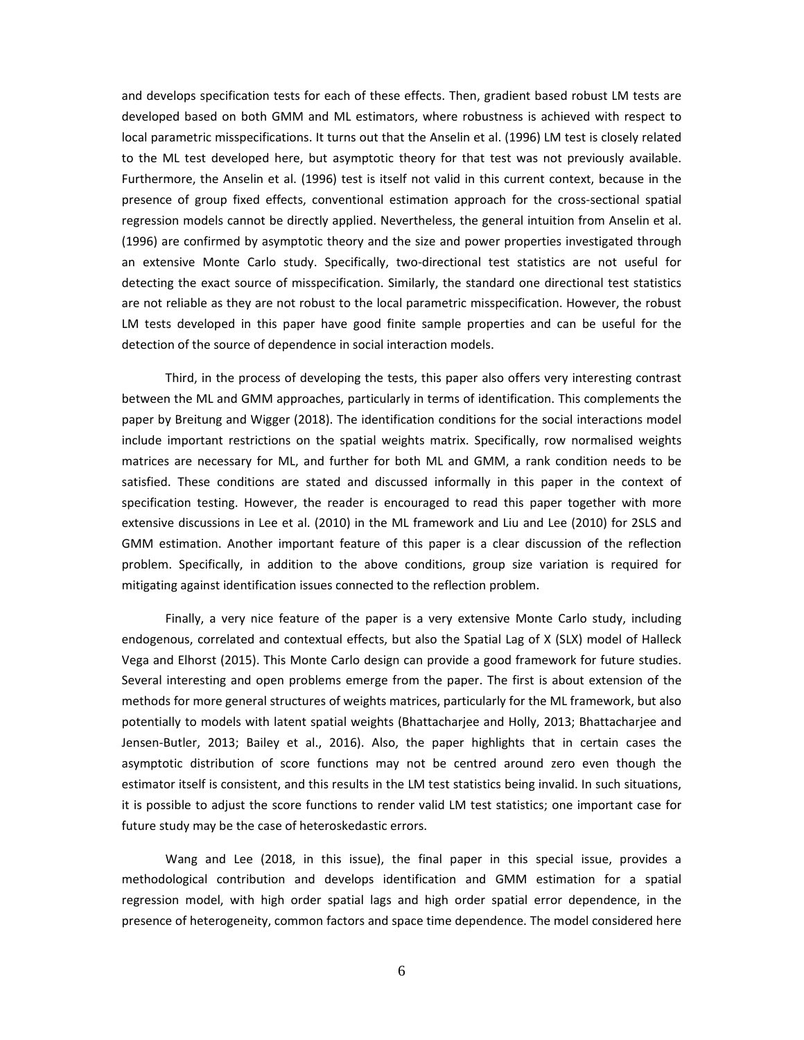and develops specification tests for each of these effects. Then, gradient based robust LM tests are developed based on both GMM and ML estimators, where robustness is achieved with respect to local parametric misspecifications. It turns out that the Anselin et al. (1996) LM test is closely related to the ML test developed here, but asymptotic theory for that test was not previously available. Furthermore, the Anselin et al. (1996) test is itself not valid in this current context, because in the presence of group fixed effects, conventional estimation approach for the cross-sectional spatial regression models cannot be directly applied. Nevertheless, the general intuition from Anselin et al. (1996) are confirmed by asymptotic theory and the size and power properties investigated through an extensive Monte Carlo study. Specifically, two-directional test statistics are not useful for detecting the exact source of misspecification. Similarly, the standard one directional test statistics are not reliable as they are not robust to the local parametric misspecification. However, the robust LM tests developed in this paper have good finite sample properties and can be useful for the detection of the source of dependence in social interaction models.

Third, in the process of developing the tests, this paper also offers very interesting contrast between the ML and GMM approaches, particularly in terms of identification. This complements the paper by Breitung and Wigger (2018). The identification conditions for the social interactions model include important restrictions on the spatial weights matrix. Specifically, row normalised weights matrices are necessary for ML, and further for both ML and GMM, a rank condition needs to be satisfied. These conditions are stated and discussed informally in this paper in the context of specification testing. However, the reader is encouraged to read this paper together with more extensive discussions in Lee et al. (2010) in the ML framework and Liu and Lee (2010) for 2SLS and GMM estimation. Another important feature of this paper is a clear discussion of the reflection problem. Specifically, in addition to the above conditions, group size variation is required for mitigating against identification issues connected to the reflection problem.

Finally, a very nice feature of the paper is a very extensive Monte Carlo study, including endogenous, correlated and contextual effects, but also the Spatial Lag of X (SLX) model of Halleck Vega and Elhorst (2015). This Monte Carlo design can provide a good framework for future studies. Several interesting and open problems emerge from the paper. The first is about extension of the methods for more general structures of weights matrices, particularly for the ML framework, but also potentially to models with latent spatial weights (Bhattacharjee and Holly, 2013; Bhattacharjee and Jensen-Butler, 2013; Bailey et al., 2016). Also, the paper highlights that in certain cases the asymptotic distribution of score functions may not be centred around zero even though the estimator itself is consistent, and this results in the LM test statistics being invalid. In such situations, it is possible to adjust the score functions to render valid LM test statistics; one important case for future study may be the case of heteroskedastic errors.

Wang and Lee (2018, in this issue), the final paper in this special issue, provides a methodological contribution and develops identification and GMM estimation for a spatial regression model, with high order spatial lags and high order spatial error dependence, in the presence of heterogeneity, common factors and space time dependence. The model considered here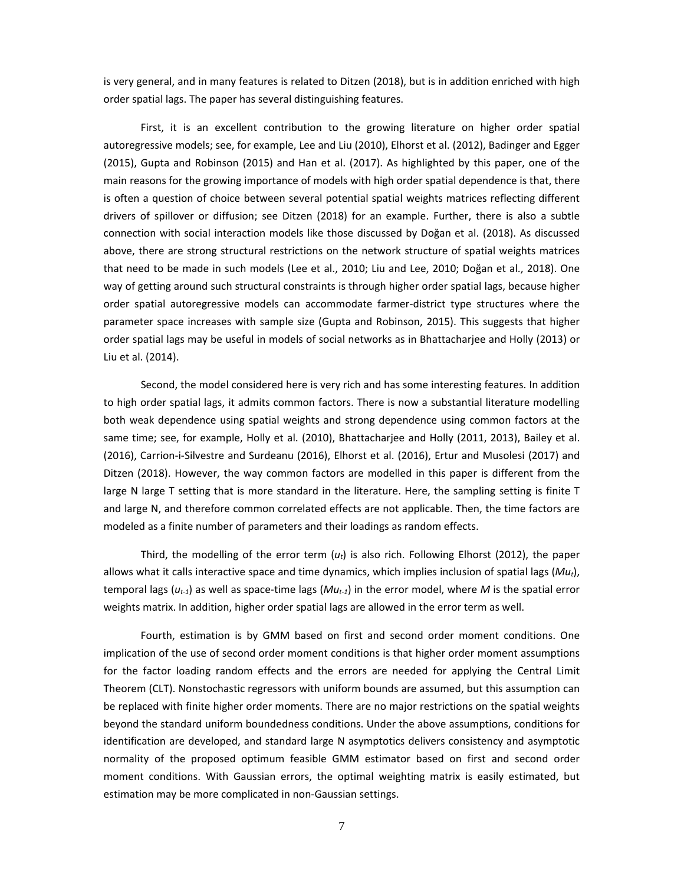is very general, and in many features is related to Ditzen (2018), but is in addition enriched with high order spatial lags. The paper has several distinguishing features.

First, it is an excellent contribution to the growing literature on higher order spatial autoregressive models; see, for example, Lee and Liu (2010), Elhorst et al. (2012), Badinger and Egger (2015), Gupta and Robinson (2015) and Han et al. (2017). As highlighted by this paper, one of the main reasons for the growing importance of models with high order spatial dependence is that, there is often a question of choice between several potential spatial weights matrices reflecting different drivers of spillover or diffusion; see Ditzen (2018) for an example. Further, there is also a subtle connection with social interaction models like those discussed by Doğan et al. (2018). As discussed above, there are strong structural restrictions on the network structure of spatial weights matrices that need to be made in such models (Lee et al., 2010; Liu and Lee, 2010; Doğan et al., 2018). One way of getting around such structural constraints is through higher order spatial lags, because higher order spatial autoregressive models can accommodate farmer-district type structures where the parameter space increases with sample size (Gupta and Robinson, 2015). This suggests that higher order spatial lags may be useful in models of social networks as in Bhattacharjee and Holly (2013) or Liu et al. (2014).

Second, the model considered here is very rich and has some interesting features. In addition to high order spatial lags, it admits common factors. There is now a substantial literature modelling both weak dependence using spatial weights and strong dependence using common factors at the same time; see, for example, Holly et al. (2010), Bhattacharjee and Holly (2011, 2013), Bailey et al. (2016), Carrion-i-Silvestre and Surdeanu (2016), Elhorst et al. (2016), Ertur and Musolesi (2017) and Ditzen (2018). However, the way common factors are modelled in this paper is different from the large N large T setting that is more standard in the literature. Here, the sampling setting is finite T and large N, and therefore common correlated effects are not applicable. Then, the time factors are modeled as a finite number of parameters and their loadings as random effects.

Third, the modelling of the error term ($u_t$) is also rich. Following Elhorst (2012), the paper allows what it calls interactive space and time dynamics, which implies inclusion of spatial lags ($Mu_t$), temporal lags ($u_{t-1}$) as well as space-time lags ($Mu_{t-1}$) in the error model, where $M$ is the spatial error weights matrix. In addition, higher order spatial lags are allowed in the error term as well.

Fourth, estimation is by GMM based on first and second order moment conditions. One implication of the use of second order moment conditions is that higher order moment assumptions for the factor loading random effects and the errors are needed for applying the Central Limit Theorem (CLT). Nonstochastic regressors with uniform bounds are assumed, but this assumption can be replaced with finite higher order moments. There are no major restrictions on the spatial weights beyond the standard uniform boundedness conditions. Under the above assumptions, conditions for identification are developed, and standard large N asymptotics delivers consistency and asymptotic normality of the proposed optimum feasible GMM estimator based on first and second order moment conditions. With Gaussian errors, the optimal weighting matrix is easily estimated, but estimation may be more complicated in non-Gaussian settings.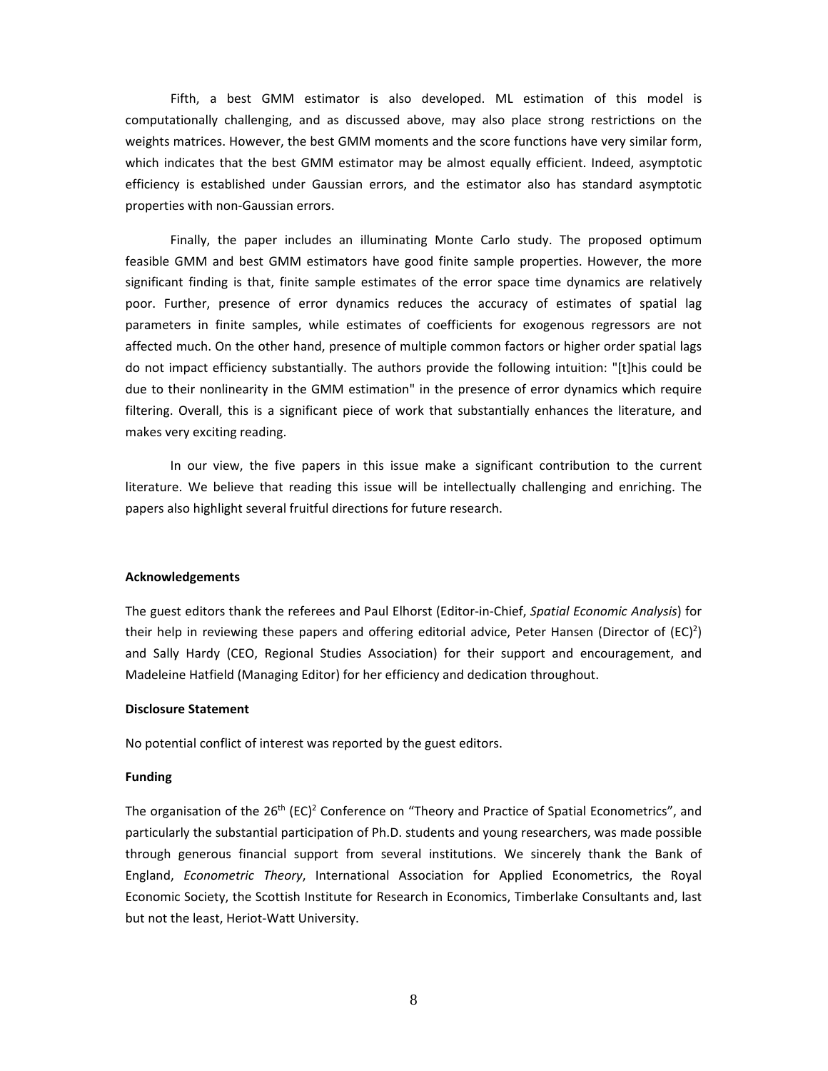Fifth, a best GMM estimator is also developed. ML estimation of this model is computationally challenging, and as discussed above, may also place strong restrictions on the weights matrices. However, the best GMM moments and the score functions have very similar form, which indicates that the best GMM estimator may be almost equally efficient. Indeed, asymptotic efficiency is established under Gaussian errors, and the estimator also has standard asymptotic properties with non-Gaussian errors.

Finally, the paper includes an illuminating Monte Carlo study. The proposed optimum feasible GMM and best GMM estimators have good finite sample properties. However, the more significant finding is that, finite sample estimates of the error space time dynamics are relatively poor. Further, presence of error dynamics reduces the accuracy of estimates of spatial lag parameters in finite samples, while estimates of coefficients for exogenous regressors are not affected much. On the other hand, presence of multiple common factors or higher order spatial lags do not impact efficiency substantially. The authors provide the following intuition: "[t]his could be due to their nonlinearity in the GMM estimation" in the presence of error dynamics which require filtering. Overall, this is a significant piece of work that substantially enhances the literature, and makes very exciting reading.

In our view, the five papers in this issue make a significant contribution to the current literature. We believe that reading this issue will be intellectually challenging and enriching. The papers also highlight several fruitful directions for future research.

**Acknowledgements**

The guest editors thank the referees and Paul Elhorst (Editor-in-Chief, *Spatial Economic Analysis*) for their help in reviewing these papers and offering editorial advice, Peter Hansen (Director of $(EC)^2$) and Sally Hardy (CEO, Regional Studies Association) for their support and encouragement, and Madeleine Hatfield (Managing Editor) for her efficiency and dedication throughout.

**Disclosure Statement**

No potential conflict of interest was reported by the guest editors.

**Funding**

The organisation of the $26^{th}$ $(EC)^2$ Conference on "Theory and Practice of Spatial Econometrics", and particularly the substantial participation of Ph.D. students and young researchers, was made possible through generous financial support from several institutions. We sincerely thank the Bank of England, *Econometric Theory*, International Association for Applied Econometrics, the Royal Economic Society, the Scottish Institute for Research in Economics, Timberlake Consultants and, last but not the least, Heriot-Watt University.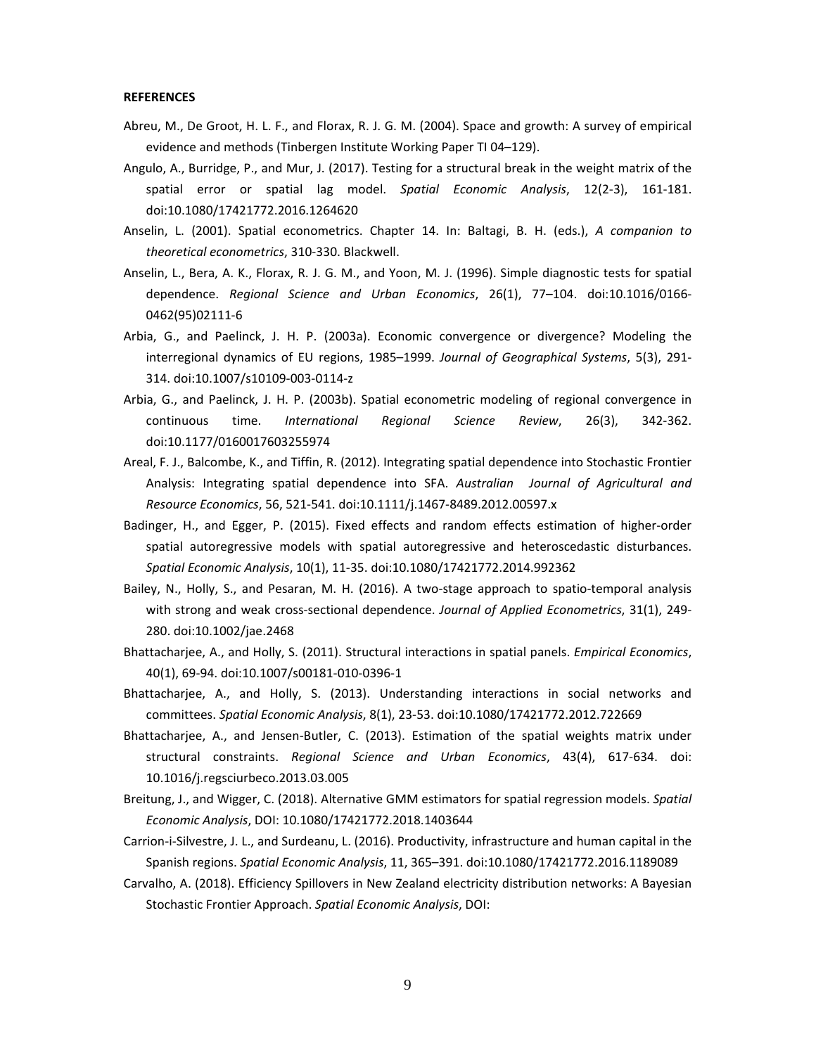**REFERENCES**

Abreu, M., De Groot, H. L. F., and Florax, R. J. G. M. (2004). Space and growth: A survey of empirical evidence and methods (Tinbergen Institute Working Paper TI 04–129).

Angulo, A., Burridge, P., and Mur, J. (2017). Testing for a structural break in the weight matrix of the spatial error or spatial lag model. *Spatial Economic Analysis*, 12(2-3), 161-181. doi:10.1080/17421772.2016.1264620

Anselin, L. (2001). Spatial econometrics. Chapter 14. In: Baltagi, B. H. (eds.), *A companion to theoretical econometrics*, 310-330. Blackwell.

Anselin, L., Bera, A. K., Florax, R. J. G. M., and Yoon, M. J. (1996). Simple diagnostic tests for spatial dependence. *Regional Science and Urban Economics*, 26(1), 77–104. doi:10.1016/0166-0462(95)02111-6

Arbia, G., and Paelinck, J. H. P. (2003a). Economic convergence or divergence? Modeling the interregional dynamics of EU regions, 1985–1999. *Journal of Geographical Systems*, 5(3), 291-314. doi:10.1007/s10109-003-0114-z

Arbia, G., and Paelinck, J. H. P. (2003b). Spatial econometric modeling of regional convergence in continuous time. *International Regional Science Review*, 26(3), 342-362. doi:10.1177/0160017603255974

Areal, F. J., Balcombe, K., and Tiffin, R. (2012). Integrating spatial dependence into Stochastic Frontier Analysis: Integrating spatial dependence into SFA. *Australian Journal of Agricultural and Resource Economics*, 56, 521-541. doi:10.1111/j.1467-8489.2012.00597.x

Badinger, H., and Egger, P. (2015). Fixed effects and random effects estimation of higher-order spatial autoregressive models with spatial autoregressive and heteroscedastic disturbances. *Spatial Economic Analysis*, 10(1), 11-35. doi:10.1080/17421772.2014.992362

Bailey, N., Holly, S., and Pesaran, M. H. (2016). A two-stage approach to spatio-temporal analysis with strong and weak cross-sectional dependence. *Journal of Applied Econometrics*, 31(1), 249-280. doi:10.1002/jae.2468

Bhattacharjee, A., and Holly, S. (2011). Structural interactions in spatial panels. *Empirical Economics*, 40(1), 69-94. doi:10.1007/s00181-010-0396-1

Bhattacharjee, A., and Holly, S. (2013). Understanding interactions in social networks and committees. *Spatial Economic Analysis*, 8(1), 23-53. doi:10.1080/17421772.2012.722669

Bhattacharjee, A., and Jensen-Butler, C. (2013). Estimation of the spatial weights matrix under structural constraints. *Regional Science and Urban Economics*, 43(4), 617-634. doi: 10.1016/j.regsciurbeco.2013.03.005

Breitung, J., and Wigger, C. (2018). Alternative GMM estimators for spatial regression models. *Spatial Economic Analysis*, DOI: 10.1080/17421772.2018.1403644

Carrion-i-Silvestre, J. L., and Surdeanu, L. (2016). Productivity, infrastructure and human capital in the Spanish regions. *Spatial Economic Analysis*, 11, 365–391. doi:10.1080/17421772.2016.1189089

Carvalho, A. (2018). Efficiency Spillovers in New Zealand electricity distribution networks: A Bayesian Stochastic Frontier Approach. *Spatial Economic Analysis*, DOI: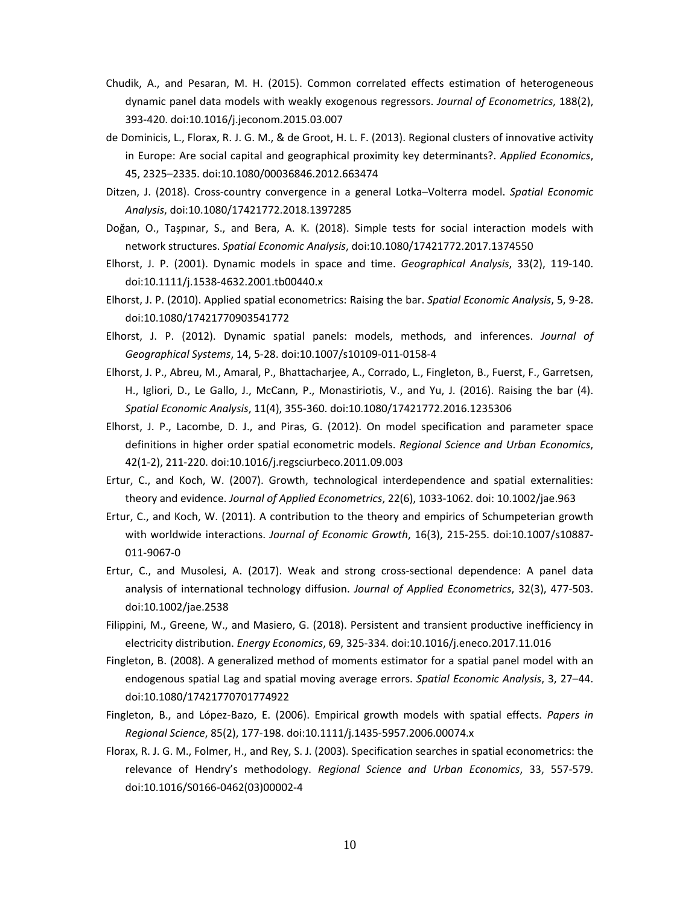Chudik, A., and Pesaran, M. H. (2015). Common correlated effects estimation of heterogeneous dynamic panel data models with weakly exogenous regressors. *Journal of Econometrics*, 188(2), 393-420. doi:10.1016/j.jeconom.2015.03.007

de Dominicis, L., Florax, R. J. G. M., & de Groot, H. L. F. (2013). Regional clusters of innovative activity in Europe: Are social capital and geographical proximity key determinants?. *Applied Economics*, 45, 2325–2335. doi:10.1080/00036846.2012.663474

Ditzen, J. (2018). Cross-country convergence in a general Lotka–Volterra model. *Spatial Economic Analysis*, doi:10.1080/17421772.2018.1397285

Doğan, O., Taşpınar, S., and Bera, A. K. (2018). Simple tests for social interaction models with network structures. *Spatial Economic Analysis*, doi:10.1080/17421772.2017.1374550

Elhorst, J. P. (2001). Dynamic models in space and time. *Geographical Analysis*, 33(2), 119-140. doi:10.1111/j.1538-4632.2001.tb00440.x

Elhorst, J. P. (2010). Applied spatial econometrics: Raising the bar. *Spatial Economic Analysis*, 5, 9-28. doi:10.1080/17421770903541772

Elhorst, J. P. (2012). Dynamic spatial panels: models, methods, and inferences. *Journal of Geographical Systems*, 14, 5-28. doi:10.1007/s10109-011-0158-4

Elhorst, J. P., Abreu, M., Amaral, P., Bhattacharjee, A., Corrado, L., Fingleton, B., Fuerst, F., Garretsen, H., Igliori, D., Le Gallo, J., McCann, P., Monastiriotis, V., and Yu, J. (2016). Raising the bar (4). *Spatial Economic Analysis*, 11(4), 355-360. doi:10.1080/17421772.2016.1235306

Elhorst, J. P., Lacombe, D. J., and Piras, G. (2012). On model specification and parameter space definitions in higher order spatial econometric models. *Regional Science and Urban Economics*, 42(1-2), 211-220. doi:10.1016/j.regsciurbeco.2011.09.003

Ertur, C., and Koch, W. (2007). Growth, technological interdependence and spatial externalities: theory and evidence. *Journal of Applied Econometrics*, 22(6), 1033-1062. doi: 10.1002/jae.963

Ertur, C., and Koch, W. (2011). A contribution to the theory and empirics of Schumpeterian growth with worldwide interactions. *Journal of Economic Growth*, 16(3), 215-255. doi:10.1007/s10887-011-9067-0

Ertur, C., and Musolesi, A. (2017). Weak and strong cross-sectional dependence: A panel data analysis of international technology diffusion. *Journal of Applied Econometrics*, 32(3), 477-503. doi:10.1002/jae.2538

Filippini, M., Greene, W., and Masiero, G. (2018). Persistent and transient productive inefficiency in electricity distribution. *Energy Economics*, 69, 325-334. doi:10.1016/j.eneco.2017.11.016

Fingleton, B. (2008). A generalized method of moments estimator for a spatial panel model with an endogenous spatial Lag and spatial moving average errors. *Spatial Economic Analysis*, 3, 27–44. doi:10.1080/17421770701774922

Fingleton, B., and López-Bazo, E. (2006). Empirical growth models with spatial effects. *Papers in Regional Science*, 85(2), 177-198. doi:10.1111/j.1435-5957.2006.00074.x

Florax, R. J. G. M., Folmer, H., and Rey, S. J. (2003). Specification searches in spatial econometrics: the relevance of Hendry's methodology. *Regional Science and Urban Economics*, 33, 557-579. doi:10.1016/S0166-0462(03)00002-4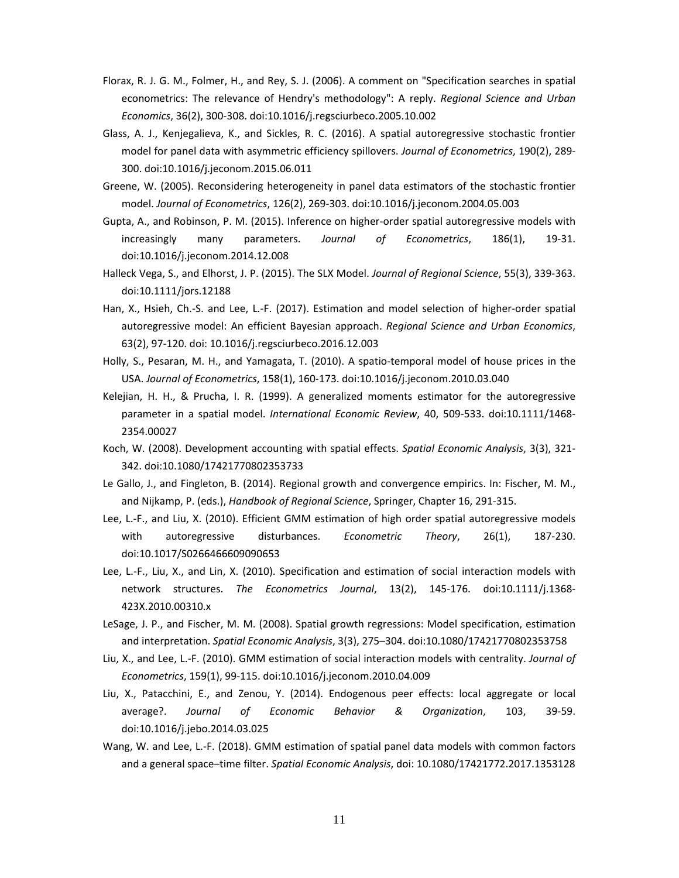Florax, R. J. G. M., Folmer, H., and Rey, S. J. (2006). A comment on "Specification searches in spatial econometrics: The relevance of Hendry's methodology": A reply. *Regional Science and Urban Economics*, 36(2), 300-308. doi:10.1016/j.regsciurbeco.2005.10.002

Glass, A. J., Kenjegalieva, K., and Sickles, R. C. (2016). A spatial autoregressive stochastic frontier model for panel data with asymmetric efficiency spillovers. *Journal of Econometrics*, 190(2), 289-300. doi:10.1016/j.jeconom.2015.06.011

Greene, W. (2005). Reconsidering heterogeneity in panel data estimators of the stochastic frontier model. *Journal of Econometrics*, 126(2), 269-303. doi:10.1016/j.jeconom.2004.05.003

Gupta, A., and Robinson, P. M. (2015). Inference on higher-order spatial autoregressive models with increasingly many parameters. *Journal of Econometrics*, 186(1), 19-31. doi:10.1016/j.jeconom.2014.12.008

Halleck Vega, S., and Elhorst, J. P. (2015). The SLX Model. *Journal of Regional Science*, 55(3), 339-363. doi:10.1111/jors.12188

Han, X., Hsieh, Ch.-S. and Lee, L.-F. (2017). Estimation and model selection of higher-order spatial autoregressive model: An efficient Bayesian approach. *Regional Science and Urban Economics*, 63(2), 97-120. doi: 10.1016/j.regsciurbeco.2016.12.003

Holly, S., Pesaran, M. H., and Yamagata, T. (2010). A spatio-temporal model of house prices in the USA. *Journal of Econometrics*, 158(1), 160-173. doi:10.1016/j.jeconom.2010.03.040

Kelejian, H. H., & Prucha, I. R. (1999). A generalized moments estimator for the autoregressive parameter in a spatial model. *International Economic Review*, 40, 509-533. doi:10.1111/1468-2354.00027

Koch, W. (2008). Development accounting with spatial effects. *Spatial Economic Analysis*, 3(3), 321-342. doi:10.1080/17421770802353733

Le Gallo, J., and Fingleton, B. (2014). Regional growth and convergence empirics. In: Fischer, M. M., and Nijkamp, P. (eds.), *Handbook of Regional Science*, Springer, Chapter 16, 291-315.

Lee, L.-F., and Liu, X. (2010). Efficient GMM estimation of high order spatial autoregressive models with autoregressive disturbances. *Econometric Theory*, 26(1), 187-230. doi:10.1017/S0266466609090653

Lee, L.-F., Liu, X., and Lin, X. (2010). Specification and estimation of social interaction models with network structures. *The Econometrics Journal*, 13(2), 145-176. doi:10.1111/j.1368-423X.2010.00310.x

LeSage, J. P., and Fischer, M. M. (2008). Spatial growth regressions: Model specification, estimation and interpretation. *Spatial Economic Analysis*, 3(3), 275–304. doi:10.1080/17421770802353758

Liu, X., and Lee, L.-F. (2010). GMM estimation of social interaction models with centrality. *Journal of Econometrics*, 159(1), 99-115. doi:10.1016/j.jeconom.2010.04.009

Liu, X., Patacchini, E., and Zenou, Y. (2014). Endogenous peer effects: local aggregate or local average?. *Journal of Economic Behavior & Organization*, 103, 39-59. doi:10.1016/j.jebo.2014.03.025

Wang, W. and Lee, L.-F. (2018). GMM estimation of spatial panel data models with common factors and a general space–time filter. *Spatial Economic Analysis*, doi: 10.1080/17421772.2017.1353128